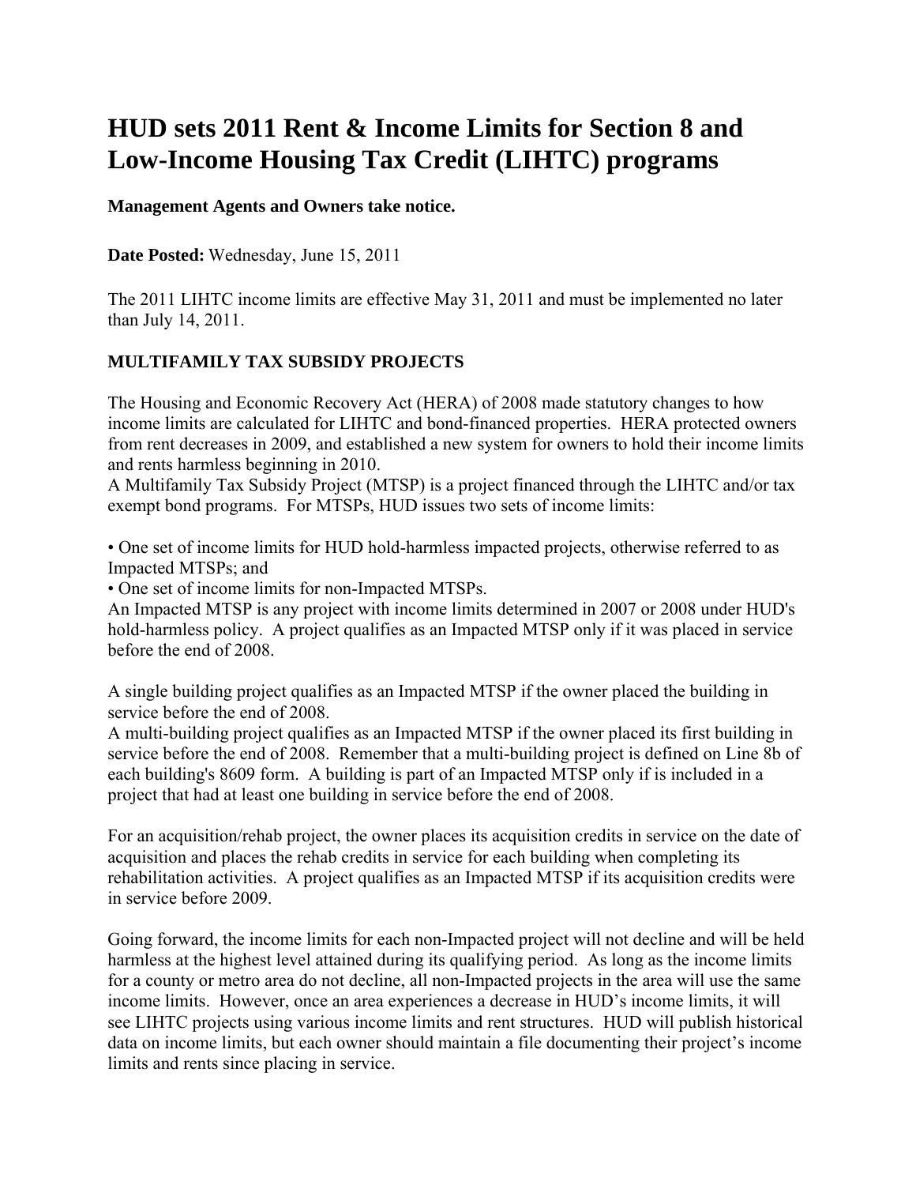# HUD sets 2011 Rent & Income Limits for Section 8 and Low-Income Housing Tax Credit (LIHTC) programs

**Management Agents and Owners take notice.**

**Date Posted:** Wednesday, June 15, 2011

The 2011 LIHTC income limits are effective May 31, 2011 and must be implemented no later than July 14, 2011.

**MULTIFAMILY TAX SUBSIDY PROJECTS**

The Housing and Economic Recovery Act (HERA) of 2008 made statutory changes to how income limits are calculated for LIHTC and bond-financed properties. HERA protected owners from rent decreases in 2009, and established a new system for owners to hold their income limits and rents harmless beginning in 2010.

A Multifamily Tax Subsidy Project (MTSP) is a project financed through the LIHTC and/or tax exempt bond programs. For MTSPs, HUD issues two sets of income limits:

- One set of income limits for HUD hold-harmless impacted projects, otherwise referred to as Impacted MTSPs; and
- One set of income limits for non-Impacted MTSPs.

An Impacted MTSP is any project with income limits determined in 2007 or 2008 under HUD's hold-harmless policy. A project qualifies as an Impacted MTSP only if it was placed in service before the end of 2008.

A single building project qualifies as an Impacted MTSP if the owner placed the building in service before the end of 2008.

A multi-building project qualifies as an Impacted MTSP if the owner placed its first building in service before the end of 2008. Remember that a multi-building project is defined on Line 8b of each building's 8609 form. A building is part of an Impacted MTSP only if is included in a project that had at least one building in service before the end of 2008.

For an acquisition/rehab project, the owner places its acquisition credits in service on the date of acquisition and places the rehab credits in service for each building when completing its rehabilitation activities. A project qualifies as an Impacted MTSP if its acquisition credits were in service before 2009.

Going forward, the income limits for each non-Impacted project will not decline and will be held harmless at the highest level attained during its qualifying period. As long as the income limits for a county or metro area do not decline, all non-Impacted projects in the area will use the same income limits. However, once an area experiences a decrease in HUD's income limits, it will see LIHTC projects using various income limits and rent structures. HUD will publish historical data on income limits, but each owner should maintain a file documenting their project's income limits and rents since placing in service.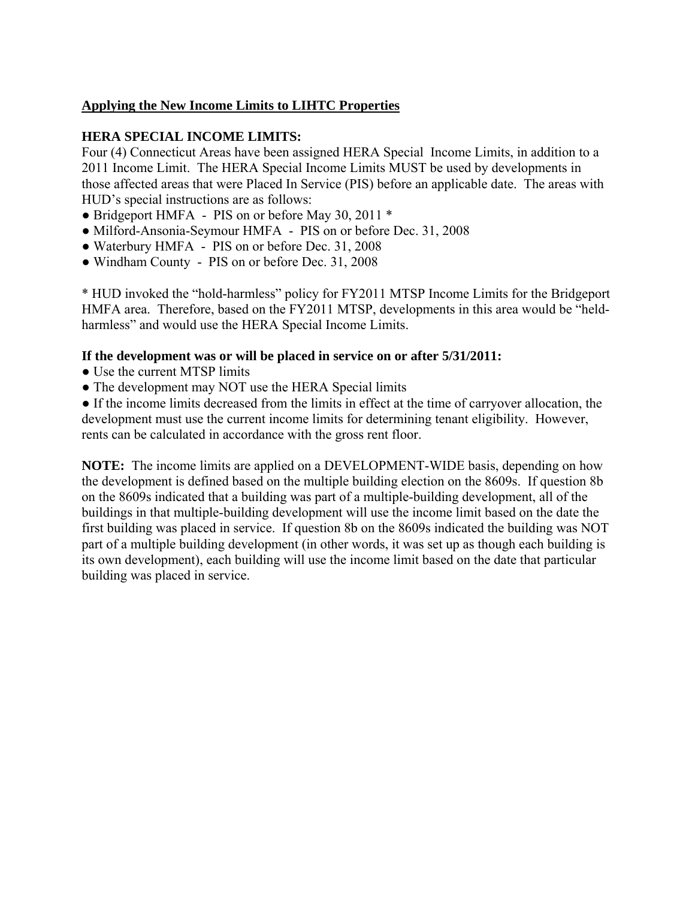**Applying the New Income Limits to LIHTC Properties**

**HERA SPECIAL INCOME LIMITS:**

Four (4) Connecticut Areas have been assigned HERA Special Income Limits, in addition to a 2011 Income Limit. The HERA Special Income Limits MUST be used by developments in those affected areas that were Placed In Service (PIS) before an applicable date. The areas with HUD's special instructions are as follows:

- Bridgeport HMFA - PIS on or before May 30, 2011 *
- Milford-Ansonia-Seymour HMFA - PIS on or before Dec. 31, 2008
- Waterbury HMFA - PIS on or before Dec. 31, 2008
- Windham County - PIS on or before Dec. 31, 2008

* HUD invoked the "hold-harmless" policy for FY2011 MTSP Income Limits for the Bridgeport HMFA area. Therefore, based on the FY2011 MTSP, developments in this area would be "held-harmless" and would use the HERA Special Income Limits.

**If the development was or will be placed in service on or after 5/31/2011:**

- Use the current MTSP limits
- The development may NOT use the HERA Special limits
- If the income limits decreased from the limits in effect at the time of carryover allocation, the development must use the current income limits for determining tenant eligibility. However, rents can be calculated in accordance with the gross rent floor.

**NOTE:** The income limits are applied on a DEVELOPMENT-WIDE basis, depending on how the development is defined based on the multiple building election on the 8609s. If question 8b on the 8609s indicated that a building was part of a multiple-building development, all of the buildings in that multiple-building development will use the income limit based on the date the first building was placed in service. If question 8b on the 8609s indicated the building was NOT part of a multiple building development (in other words, it was set up as though each building is its own development), each building will use the income limit based on the date that particular building was placed in service.